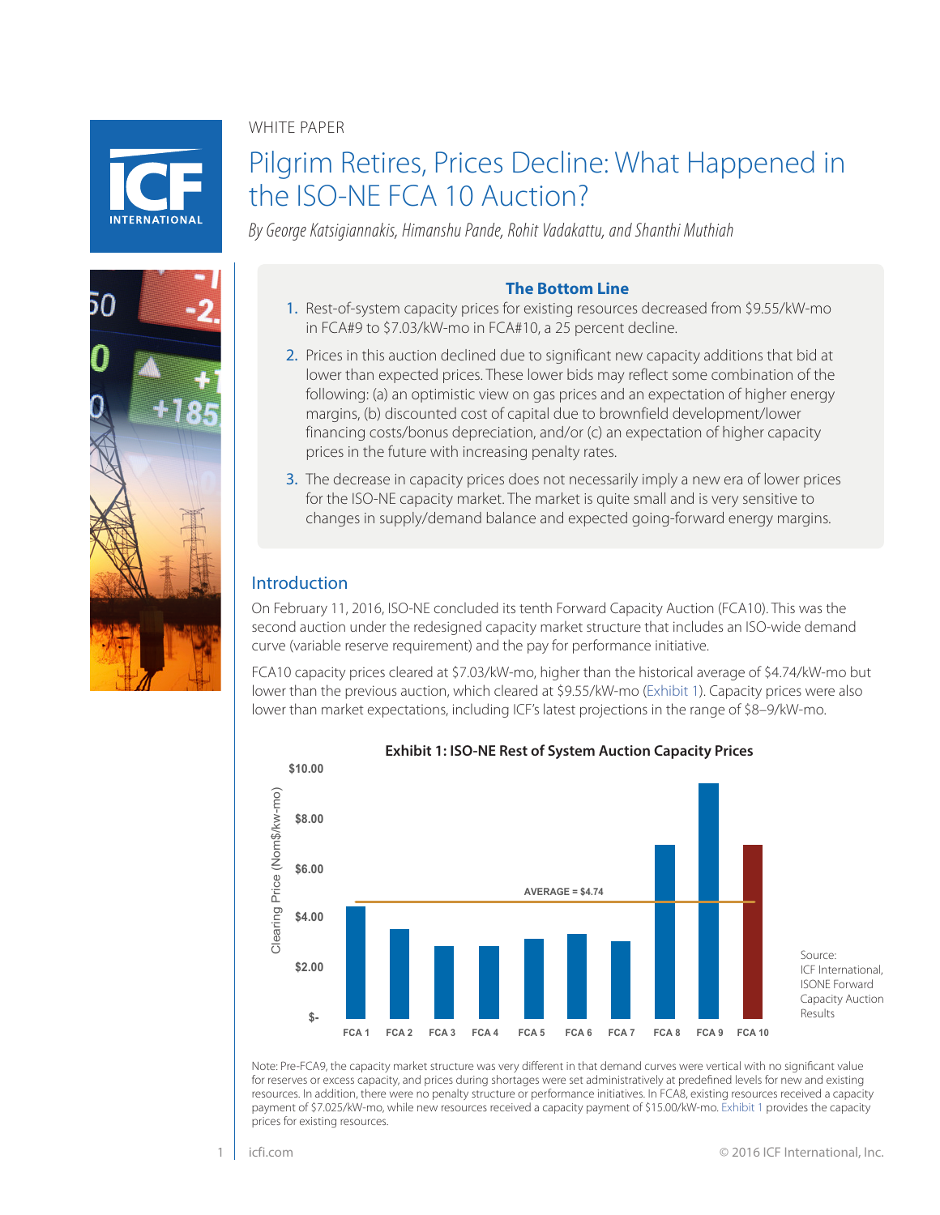WHITE PAPER

# Pilgrim Retires, Prices Decline: What Happened in the ISO-NE FCA 10 Auction?

*By George Katsigiannakis, Himanshu Pande, Rohit Vadakattu, and Shanthi Muthiah*

### The Bottom Line

1. Rest-of-system capacity prices for existing resources decreased from $9.55/kW-mo in FCA#9 to $7.03/kW-mo in FCA#10, a 25 percent decline.
2. Prices in this auction declined due to significant new capacity additions that bid at lower than expected prices. These lower bids may reflect some combination of the following: (a) an optimistic view on gas prices and an expectation of higher energy margins, (b) discounted cost of capital due to brownfield development/lower financing costs/bonus depreciation, and/or (c) an expectation of higher capacity prices in the future with increasing penalty rates.
3. The decrease in capacity prices does not necessarily imply a new era of lower prices for the ISO-NE capacity market. The market is quite small and is very sensitive to changes in supply/demand balance and expected going-forward energy margins.

## Introduction

On February 11, 2016, ISO-NE concluded its tenth Forward Capacity Auction (FCA10). This was the second auction under the redesigned capacity market structure that includes an ISO-wide demand curve (variable reserve requirement) and the pay for performance initiative.

FCA10 capacity prices cleared at $7.03/kW-mo, higher than the historical average of $4.74/kW-mo but lower than the previous auction, which cleared at $9.55/kW-mo (Exhibit 1). Capacity prices were also lower than market expectations, including ICF's latest projections in the range of $8–9/kW-mo.

**Exhibit 1: ISO-NE Rest of System Auction Capacity Prices**

Clearing Price (Nom$/kw-mo)

$10.00, $8.00, $6.00, $4.00, $2.00, $-

AVERAGE = $4.74

FCA 1, FCA 2, FCA 3, FCA 4, FCA 5, FCA 6, FCA 7, FCA 8, FCA 9, FCA 10

Source: ICF International, ISONE Forward Capacity Auction Results

Note: Pre-FCA9, the capacity market structure was very different in that demand curves were vertical with no significant value for reserves or excess capacity, and prices during shortages were set administratively at predefined levels for new and existing resources. In addition, there were no penalty structure or performance initiatives. In FCA8, existing resources received a capacity payment of $7.025/kW-mo, while new resources received a capacity payment of $15.00/kW-mo. Exhibit 1 provides the capacity prices for existing resources.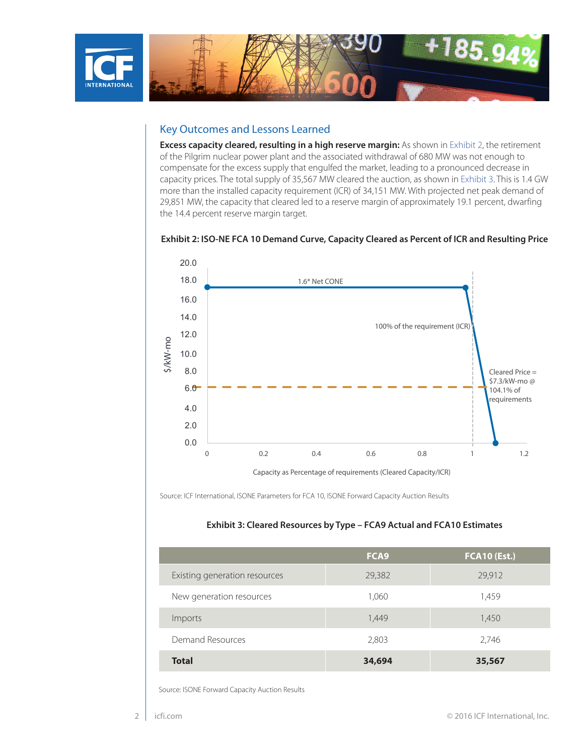## Key Outcomes and Lessons Learned

**Excess capacity cleared, resulting in a high reserve margin:** As shown in Exhibit 2, the retirement of the Pilgrim nuclear power plant and the associated withdrawal of 680 MW was not enough to compensate for the excess supply that engulfed the market, leading to a pronounced decrease in capacity prices. The total supply of 35,567 MW cleared the auction, as shown in Exhibit 3. This is 1.4 GW more than the installed capacity requirement (ICR) of 34,151 MW. With projected net peak demand of 29,851 MW, the capacity that cleared led to a reserve margin of approximately 19.1 percent, dwarfing the 14.4 percent reserve margin target.

**Exhibit 2: ISO-NE FCA 10 Demand Curve, Capacity Cleared as Percent of ICR and Resulting Price**

Source: ICF International, ISONE Parameters for FCA 10, ISONE Forward Capacity Auction Results

**Exhibit 3: Cleared Resources by Type – FCA9 Actual and FCA10 Estimates**

| | FCA9 | FCA10 (Est.) |
|---|---|---|
| Existing generation resources | 29,382 | 29,912 |
| New generation resources | 1,060 | 1,459 |
| Imports | 1,449 | 1,450 |
| Demand Resources | 2,803 | 2,746 |
| **Total** | **34,694** | **35,567** |

Source: ISONE Forward Capacity Auction Results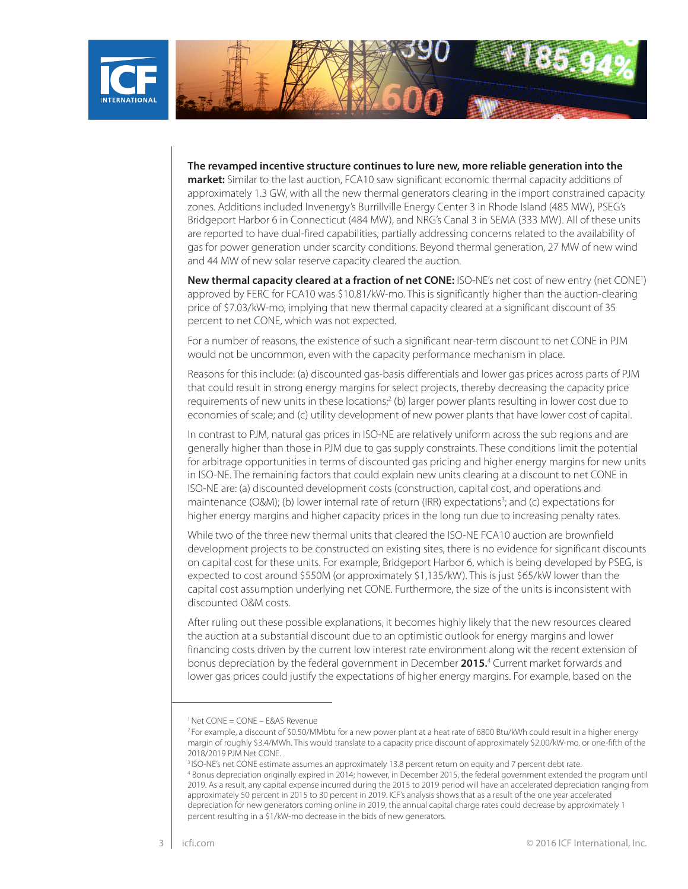**The revamped incentive structure continues to lure new, more reliable generation into the market:** Similar to the last auction, FCA10 saw significant economic thermal capacity additions of approximately 1.3 GW, with all the new thermal generators clearing in the import constrained capacity zones. Additions included Invenergy's Burrillville Energy Center 3 in Rhode Island (485 MW), PSEG's Bridgeport Harbor 6 in Connecticut (484 MW), and NRG's Canal 3 in SEMA (333 MW). All of these units are reported to have dual-fired capabilities, partially addressing concerns related to the availability of gas for power generation under scarcity conditions. Beyond thermal generation, 27 MW of new wind and 44 MW of new solar reserve capacity cleared the auction.

**New thermal capacity cleared at a fraction of net CONE:** ISO-NE's net cost of new entry (net CONE[1]) approved by FERC for FCA10 was $10.81/kW-mo. This is significantly higher than the auction-clearing price of $7.03/kW-mo, implying that new thermal capacity cleared at a significant discount of 35 percent to net CONE, which was not expected.

For a number of reasons, the existence of such a significant near-term discount to net CONE in PJM would not be uncommon, even with the capacity performance mechanism in place.

Reasons for this include: (a) discounted gas-basis differentials and lower gas prices across parts of PJM that could result in strong energy margins for select projects, thereby decreasing the capacity price requirements of new units in these locations;[2] (b) larger power plants resulting in lower cost due to economies of scale; and (c) utility development of new power plants that have lower cost of capital.

In contrast to PJM, natural gas prices in ISO-NE are relatively uniform across the sub regions and are generally higher than those in PJM due to gas supply constraints. These conditions limit the potential for arbitrage opportunities in terms of discounted gas pricing and higher energy margins for new units in ISO-NE. The remaining factors that could explain new units clearing at a discount to net CONE in ISO-NE are: (a) discounted development costs (construction, capital cost, and operations and maintenance (O&M); (b) lower internal rate of return (IRR) expectations[3]; and (c) expectations for higher energy margins and higher capacity prices in the long run due to increasing penalty rates.

While two of the three new thermal units that cleared the ISO-NE FCA10 auction are brownfield development projects to be constructed on existing sites, there is no evidence for significant discounts on capital cost for these units. For example, Bridgeport Harbor 6, which is being developed by PSEG, is expected to cost around $550M (or approximately $1,135/kW). This is just $65/kW lower than the capital cost assumption underlying net CONE. Furthermore, the size of the units is inconsistent with discounted O&M costs.

After ruling out these possible explanations, it becomes highly likely that the new resources cleared the auction at a substantial discount due to an optimistic outlook for energy margins and lower financing costs driven by the current low interest rate environment along wit the recent extension of bonus depreciation by the federal government in December **2015.**[4] Current market forwards and lower gas prices could justify the expectations of higher energy margins. For example, based on the

---

[1] Net CONE = CONE – E&AS Revenue

[2] For example, a discount of $0.50/MMbtu for a new power plant at a heat rate of 6800 Btu/kWh could result in a higher energy margin of roughly $3.4/MWh. This would translate to a capacity price discount of approximately $2.00/kW-mo. or one-fifth of the 2018/2019 PJM Net CONE.

[3] ISO-NE's net CONE estimate assumes an approximately 13.8 percent return on equity and 7 percent debt rate.

[4] Bonus depreciation originally expired in 2014; however, in December 2015, the federal government extended the program until 2019. As a result, any capital expense incurred during the 2015 to 2019 period will have an accelerated depreciation ranging from approximately 50 percent in 2015 to 30 percent in 2019. ICF's analysis shows that as a result of the one year accelerated depreciation for new generators coming online in 2019, the annual capital charge rates could decrease by approximately 1 percent resulting in a $1/kW-mo decrease in the bids of new generators.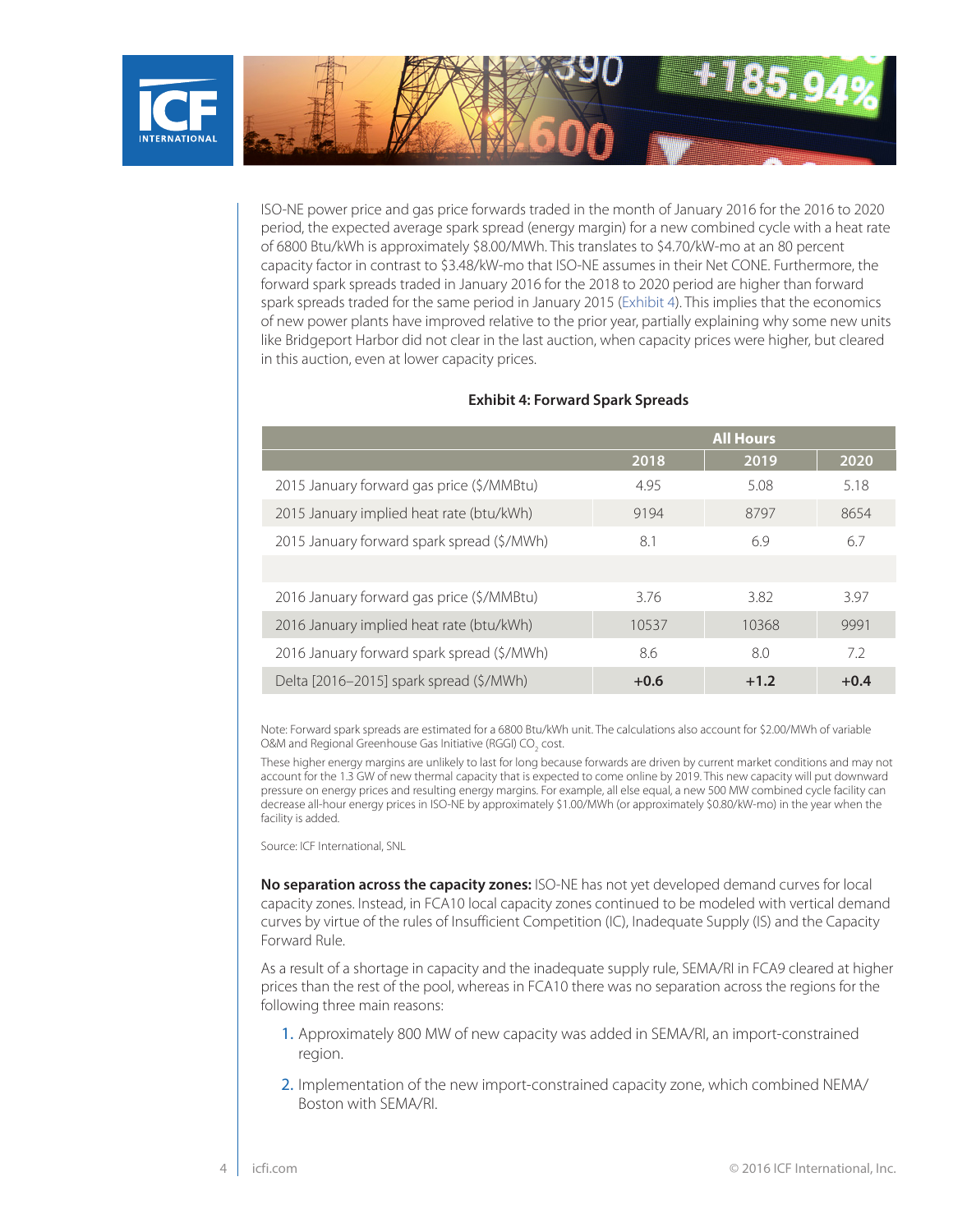ISO-NE power price and gas price forwards traded in the month of January 2016 for the 2016 to 2020 period, the expected average spark spread (energy margin) for a new combined cycle with a heat rate of 6800 Btu/kWh is approximately $8.00/MWh. This translates to $4.70/kW-mo at an 80 percent capacity factor in contrast to $3.48/kW-mo that ISO-NE assumes in their Net CONE. Furthermore, the forward spark spreads traded in January 2016 for the 2018 to 2020 period are higher than forward spark spreads traded for the same period in January 2015 (Exhibit 4). This implies that the economics of new power plants have improved relative to the prior year, partially explaining why some new units like Bridgeport Harbor did not clear in the last auction, when capacity prices were higher, but cleared in this auction, even at lower capacity prices.

**Exhibit 4: Forward Spark Spreads**

| | All Hours | | |
|---|---|---|---|
| | 2018 | 2019 | 2020 |
| 2015 January forward gas price ($/MMBtu) | 4.95 | 5.08 | 5.18 |
| 2015 January implied heat rate (btu/kWh) | 9194 | 8797 | 8654 |
| 2015 January forward spark spread ($/MWh) | 8.1 | 6.9 | 6.7 |
| | | | |
| 2016 January forward gas price ($/MMBtu) | 3.76 | 3.82 | 3.97 |
| 2016 January implied heat rate (btu/kWh) | 10537 | 10368 | 9991 |
| 2016 January forward spark spread ($/MWh) | 8.6 | 8.0 | 7.2 |
| Delta [2016–2015] spark spread ($/MWh) | **+0.6** | **+1.2** | **+0.4** |

Note: Forward spark spreads are estimated for a 6800 Btu/kWh unit. The calculations also account for $2.00/MWh of variable O&M and Regional Greenhouse Gas Initiative (RGGI) $CO_2$ cost.

These higher energy margins are unlikely to last for long because forwards are driven by current market conditions and may not account for the 1.3 GW of new thermal capacity that is expected to come online by 2019. This new capacity will put downward pressure on energy prices and resulting energy margins. For example, all else equal, a new 500 MW combined cycle facility can decrease all-hour energy prices in ISO-NE by approximately $1.00/MWh (or approximately $0.80/kW-mo) in the year when the facility is added.

Source: ICF International, SNL

**No separation across the capacity zones:** ISO-NE has not yet developed demand curves for local capacity zones. Instead, in FCA10 local capacity zones continued to be modeled with vertical demand curves by virtue of the rules of Insufficient Competition (IC), Inadequate Supply (IS) and the Capacity Forward Rule.

As a result of a shortage in capacity and the inadequate supply rule, SEMA/RI in FCA9 cleared at higher prices than the rest of the pool, whereas in FCA10 there was no separation across the regions for the following three main reasons:

1. Approximately 800 MW of new capacity was added in SEMA/RI, an import-constrained region.
2. Implementation of the new import-constrained capacity zone, which combined NEMA/Boston with SEMA/RI.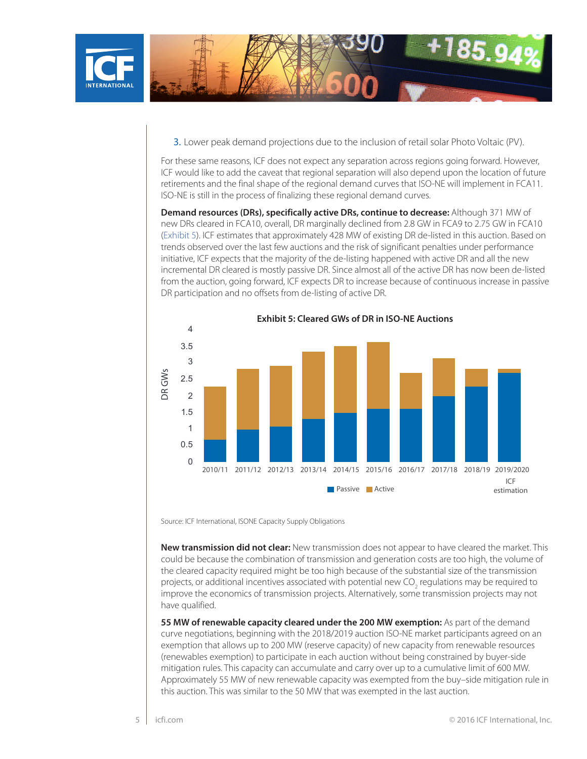3. Lower peak demand projections due to the inclusion of retail solar Photo Voltaic (PV).

For these same reasons, ICF does not expect any separation across regions going forward. However, ICF would like to add the caveat that regional separation will also depend upon the location of future retirements and the final shape of the regional demand curves that ISO-NE will implement in FCA11. ISO-NE is still in the process of finalizing these regional demand curves.

**Demand resources (DRs), specifically active DRs, continue to decrease:** Although 371 MW of new DRs cleared in FCA10, overall, DR marginally declined from 2.8 GW in FCA9 to 2.75 GW in FCA10 (Exhibit 5). ICF estimates that approximately 428 MW of existing DR de-listed in this auction. Based on trends observed over the last few auctions and the risk of significant penalties under performance initiative, ICF expects that the majority of the de-listing happened with active DR and all the new incremental DR cleared is mostly passive DR. Since almost all of the active DR has now been de-listed from the auction, going forward, ICF expects DR to increase because of continuous increase in passive DR participation and no offsets from de-listing of active DR.

**Exhibit 5: Cleared GWs of DR in ISO-NE Auctions**

Source: ICF International, ISONE Capacity Supply Obligations

**New transmission did not clear:** New transmission does not appear to have cleared the market. This could be because the combination of transmission and generation costs are too high, the volume of the cleared capacity required might be too high because of the substantial size of the transmission projects, or additional incentives associated with potential new $CO_2$ regulations may be required to improve the economics of transmission projects. Alternatively, some transmission projects may not have qualified.

**55 MW of renewable capacity cleared under the 200 MW exemption:** As part of the demand curve negotiations, beginning with the 2018/2019 auction ISO-NE market participants agreed on an exemption that allows up to 200 MW (reserve capacity) of new capacity from renewable resources (renewables exemption) to participate in each auction without being constrained by buyer-side mitigation rules. This capacity can accumulate and carry over up to a cumulative limit of 600 MW. Approximately 55 MW of new renewable capacity was exempted from the buy–side mitigation rule in this auction. This was similar to the 50 MW that was exempted in the last auction.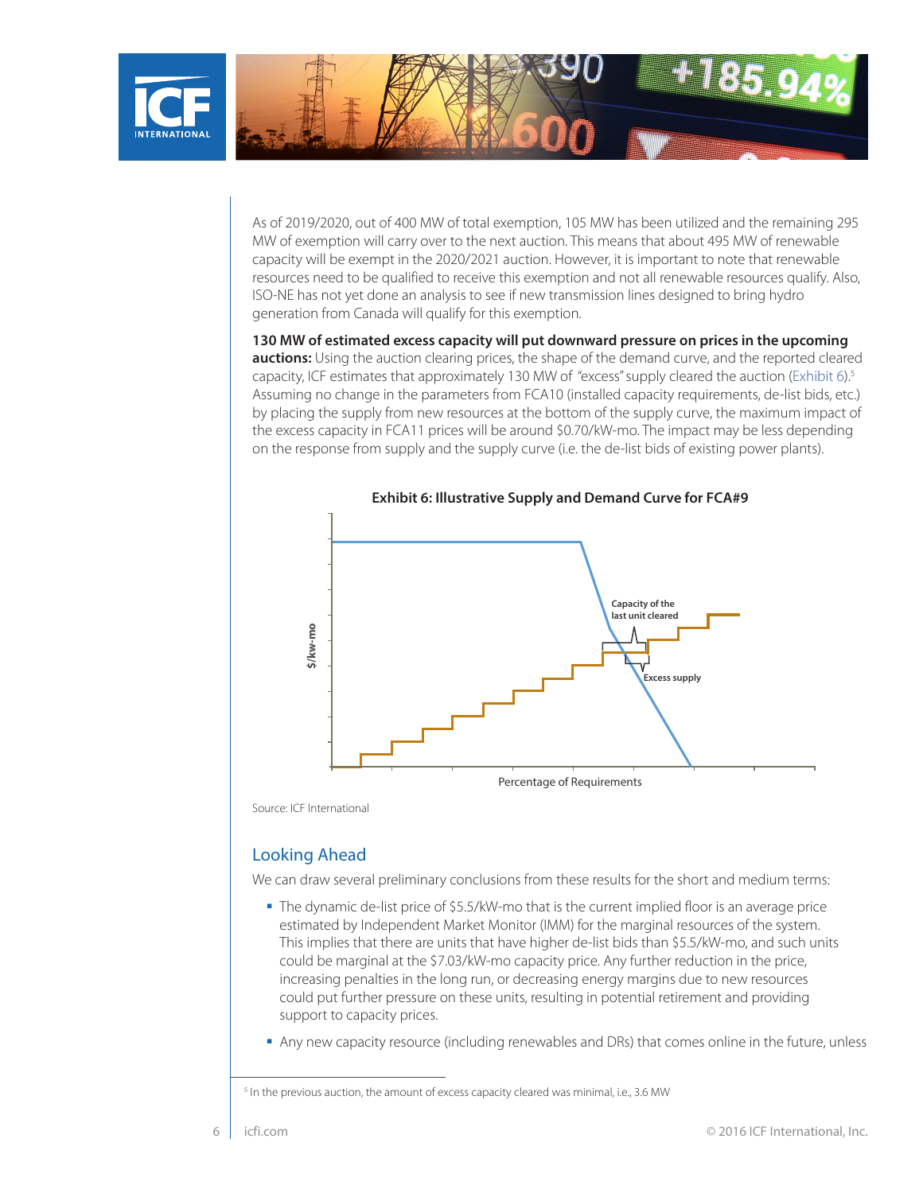As of 2019/2020, out of 400 MW of total exemption, 105 MW has been utilized and the remaining 295 MW of exemption will carry over to the next auction. This means that about 495 MW of renewable capacity will be exempt in the 2020/2021 auction. However, it is important to note that renewable resources need to be qualified to receive this exemption and not all renewable resources qualify. Also, ISO-NE has not yet done an analysis to see if new transmission lines designed to bring hydro generation from Canada will qualify for this exemption.

**130 MW of estimated excess capacity will put downward pressure on prices in the upcoming auctions:** Using the auction clearing prices, the shape of the demand curve, and the reported cleared capacity, ICF estimates that approximately 130 MW of "excess" supply cleared the auction (Exhibit 6).[5] Assuming no change in the parameters from FCA10 (installed capacity requirements, de-list bids, etc.) by placing the supply from new resources at the bottom of the supply curve, the maximum impact of the excess capacity in FCA11 prices will be around \$0.70/kW-mo. The impact may be less depending on the response from supply and the supply curve (i.e. the de-list bids of existing power plants).

**Exhibit 6: Illustrative Supply and Demand Curve for FCA#9**

Source: ICF International

## Looking Ahead

We can draw several preliminary conclusions from these results for the short and medium terms:

- The dynamic de-list price of \$5.5/kW-mo that is the current implied floor is an average price estimated by Independent Market Monitor (IMM) for the marginal resources of the system. This implies that there are units that have higher de-list bids than \$5.5/kW-mo, and such units could be marginal at the \$7.03/kW-mo capacity price. Any further reduction in the price, increasing penalties in the long run, or decreasing energy margins due to new resources could put further pressure on these units, resulting in potential retirement and providing support to capacity prices.
- Any new capacity resource (including renewables and DRs) that comes online in the future, unless

[5] In the previous auction, the amount of excess capacity cleared was minimal, i.e., 3.6 MW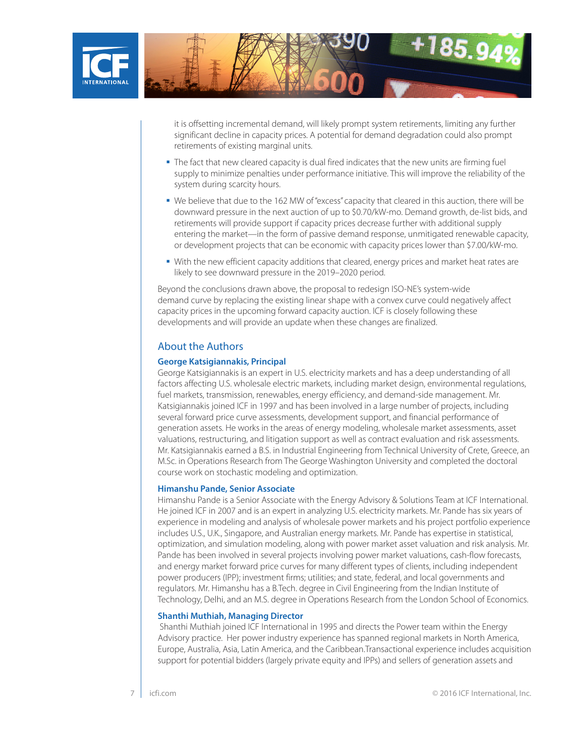it is offsetting incremental demand, will likely prompt system retirements, limiting any further significant decline in capacity prices. A potential for demand degradation could also prompt retirements of existing marginal units.

- The fact that new cleared capacity is dual fired indicates that the new units are firming fuel supply to minimize penalties under performance initiative. This will improve the reliability of the system during scarcity hours.
- We believe that due to the 162 MW of "excess" capacity that cleared in this auction, there will be downward pressure in the next auction of up to $0.70/kW-mo. Demand growth, de-list bids, and retirements will provide support if capacity prices decrease further with additional supply entering the market—in the form of passive demand response, unmitigated renewable capacity, or development projects that can be economic with capacity prices lower than $7.00/kW-mo.
- With the new efficient capacity additions that cleared, energy prices and market heat rates are likely to see downward pressure in the 2019–2020 period.

Beyond the conclusions drawn above, the proposal to redesign ISO-NE's system-wide demand curve by replacing the existing linear shape with a convex curve could negatively affect capacity prices in the upcoming forward capacity auction. ICF is closely following these developments and will provide an update when these changes are finalized.

## About the Authors

### George Katsigiannakis, Principal

George Katsigiannakis is an expert in U.S. electricity markets and has a deep understanding of all factors affecting U.S. wholesale electric markets, including market design, environmental regulations, fuel markets, transmission, renewables, energy efficiency, and demand-side management. Mr. Katsigiannakis joined ICF in 1997 and has been involved in a large number of projects, including several forward price curve assessments, development support, and financial performance of generation assets. He works in the areas of energy modeling, wholesale market assessments, asset valuations, restructuring, and litigation support as well as contract evaluation and risk assessments. Mr. Katsigiannakis earned a B.S. in Industrial Engineering from Technical University of Crete, Greece, an M.Sc. in Operations Research from The George Washington University and completed the doctoral course work on stochastic modeling and optimization.

### Himanshu Pande, Senior Associate

Himanshu Pande is a Senior Associate with the Energy Advisory & Solutions Team at ICF International. He joined ICF in 2007 and is an expert in analyzing U.S. electricity markets. Mr. Pande has six years of experience in modeling and analysis of wholesale power markets and his project portfolio experience includes U.S., U.K., Singapore, and Australian energy markets. Mr. Pande has expertise in statistical, optimization, and simulation modeling, along with power market asset valuation and risk analysis. Mr. Pande has been involved in several projects involving power market valuations, cash-flow forecasts, and energy market forward price curves for many different types of clients, including independent power producers (IPP); investment firms; utilities; and state, federal, and local governments and regulators. Mr. Himanshu has a B.Tech. degree in Civil Engineering from the Indian Institute of Technology, Delhi, and an M.S. degree in Operations Research from the London School of Economics.

### Shanthi Muthiah, Managing Director

Shanthi Muthiah joined ICF International in 1995 and directs the Power team within the Energy Advisory practice. Her power industry experience has spanned regional markets in North America, Europe, Australia, Asia, Latin America, and the Caribbean.Transactional experience includes acquisition support for potential bidders (largely private equity and IPPs) and sellers of generation assets and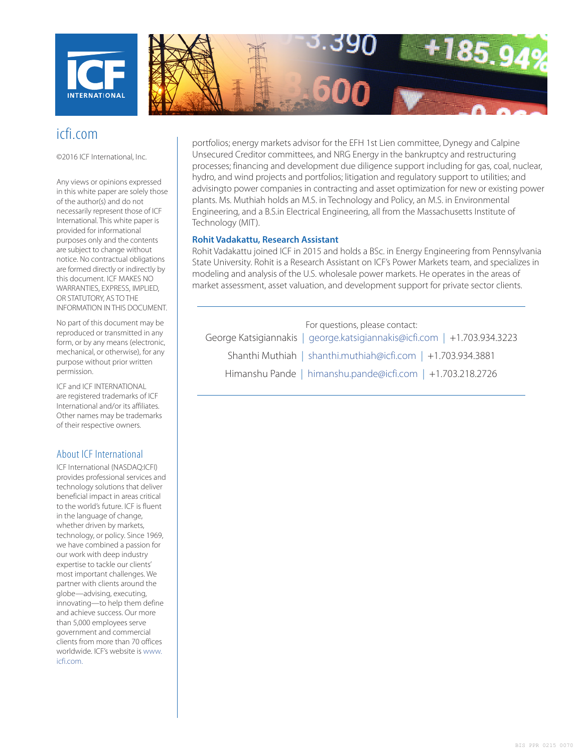icfi.com

©2016 ICF International, Inc.

Any views or opinions expressed in this white paper are solely those of the author(s) and do not necessarily represent those of ICF International. This white paper is provided for informational purposes only and the contents are subject to change without notice. No contractual obligations are formed directly or indirectly by this document. ICF MAKES NO WARRANTIES, EXPRESS, IMPLIED, OR STATUTORY, AS TO THE INFORMATION IN THIS DOCUMENT.

No part of this document may be reproduced or transmitted in any form, or by any means (electronic, mechanical, or otherwise), for any purpose without prior written permission.

ICF and ICF INTERNATIONAL are registered trademarks of ICF International and/or its affiliates. Other names may be trademarks of their respective owners.

## About ICF International

ICF International (NASDAQ:ICFI) provides professional services and technology solutions that deliver beneficial impact in areas critical to the world's future. ICF is fluent in the language of change, whether driven by markets, technology, or policy. Since 1969, we have combined a passion for our work with deep industry expertise to tackle our clients' most important challenges. We partner with clients around the globe—advising, executing, innovating—to help them define and achieve success. Our more than 5,000 employees serve government and commercial clients from more than 70 offices worldwide. ICF's website is www.icfi.com.

portfolios; energy markets advisor for the EFH 1st Lien committee, Dynegy and Calpine Unsecured Creditor committees, and NRG Energy in the bankruptcy and restructuring processes; financing and development due diligence support including for gas, coal, nuclear, hydro, and wind projects and portfolios; litigation and regulatory support to utilities; and advisingto power companies in contracting and asset optimization for new or existing power plants. Ms. Muthiah holds an M.S. in Technology and Policy, an M.S. in Environmental Engineering, and a B.S.in Electrical Engineering, all from the Massachusetts Institute of Technology (MIT).

**Rohit Vadakattu, Research Assistant**

Rohit Vadakattu joined ICF in 2015 and holds a BSc. in Energy Engineering from Pennsylvania State University. Rohit is a Research Assistant on ICF's Power Markets team, and specializes in modeling and analysis of the U.S. wholesale power markets. He operates in the areas of market assessment, asset valuation, and development support for private sector clients.

---

For questions, please contact:

George Katsigiannakis | george.katsigiannakis@icfi.com | +1.703.934.3223

Shanthi Muthiah | shanthi.muthiah@icfi.com | +1.703.934.3881

Himanshu Pande | himanshu.pande@icfi.com | +1.703.218.2726

---

BIS PPR 0215 0070